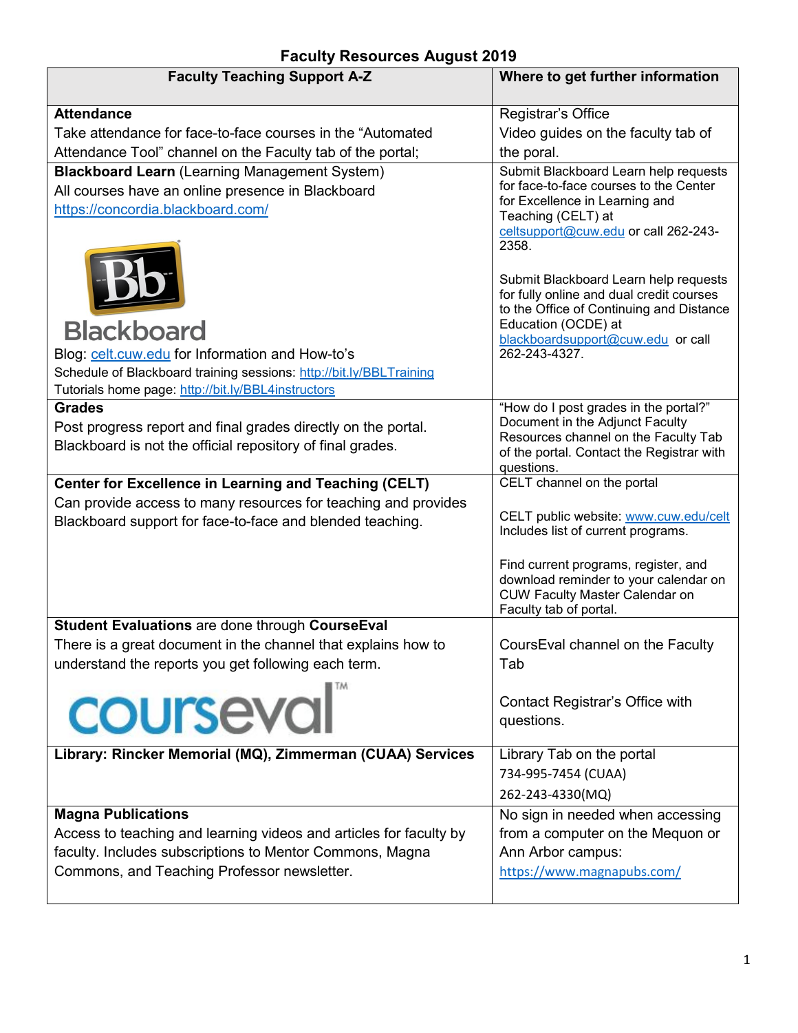# Faculty Resources August 2019

| Faculty Teaching Support A-Z | Where to get further information |
|---|---|
| **Attendance**<br>Take attendance for face-to-face courses in the "Automated Attendance Tool" channel on the Faculty tab of the portal; | Registrar's Office<br>Video guides on the faculty tab of the poral. |
| **Blackboard Learn** (Learning Management System)<br>All courses have an online presence in Blackboard<br>https://concordia.blackboard.com/<br><br>Blog: celt.cuw.edu for Information and How-to's<br>Schedule of Blackboard training sessions: http://bit.ly/BBLTraining<br>Tutorials home page: http://bit.ly/BBL4instructors | Submit Blackboard Learn help requests for face-to-face courses to the Center for Excellence in Learning and Teaching (CELT) at celtsupport@cuw.edu or call 262-243-2358.<br><br>Submit Blackboard Learn help requests for fully online and dual credit courses to the Office of Continuing and Distance Education (OCDE) at blackboardsupport@cuw.edu or call 262-243-4327. |
| **Grades**<br>Post progress report and final grades directly on the portal. Blackboard is not the official repository of final grades. | "How do I post grades in the portal?" Document in the Adjunct Faculty Resources channel on the Faculty Tab of the portal. Contact the Registrar with questions. |
| **Center for Excellence in Learning and Teaching (CELT)**<br>Can provide access to many resources for teaching and provides Blackboard support for face-to-face and blended teaching. | CELT channel on the portal<br><br>CELT public website: www.cuw.edu/celt Includes list of current programs.<br><br>Find current programs, register, and download reminder to your calendar on CUW Faculty Master Calendar on Faculty tab of portal. |
| **Student Evaluations** are done through **CourseEval**<br>There is a great document in the channel that explains how to understand the reports you get following each term. | CoursEval channel on the Faculty Tab<br><br>Contact Registrar's Office with questions. |
| **Library: Rincker Memorial (MQ), Zimmerman (CUAA) Services** | Library Tab on the portal<br>734-995-7454 (CUAA)<br>262-243-4330(MQ) |
| **Magna Publications**<br>Access to teaching and learning videos and articles for faculty by faculty. Includes subscriptions to Mentor Commons, Magna Commons, and Teaching Professor newsletter. | No sign in needed when accessing from a computer on the Mequon or Ann Arbor campus:<br>https://www.magnapubs.com/ |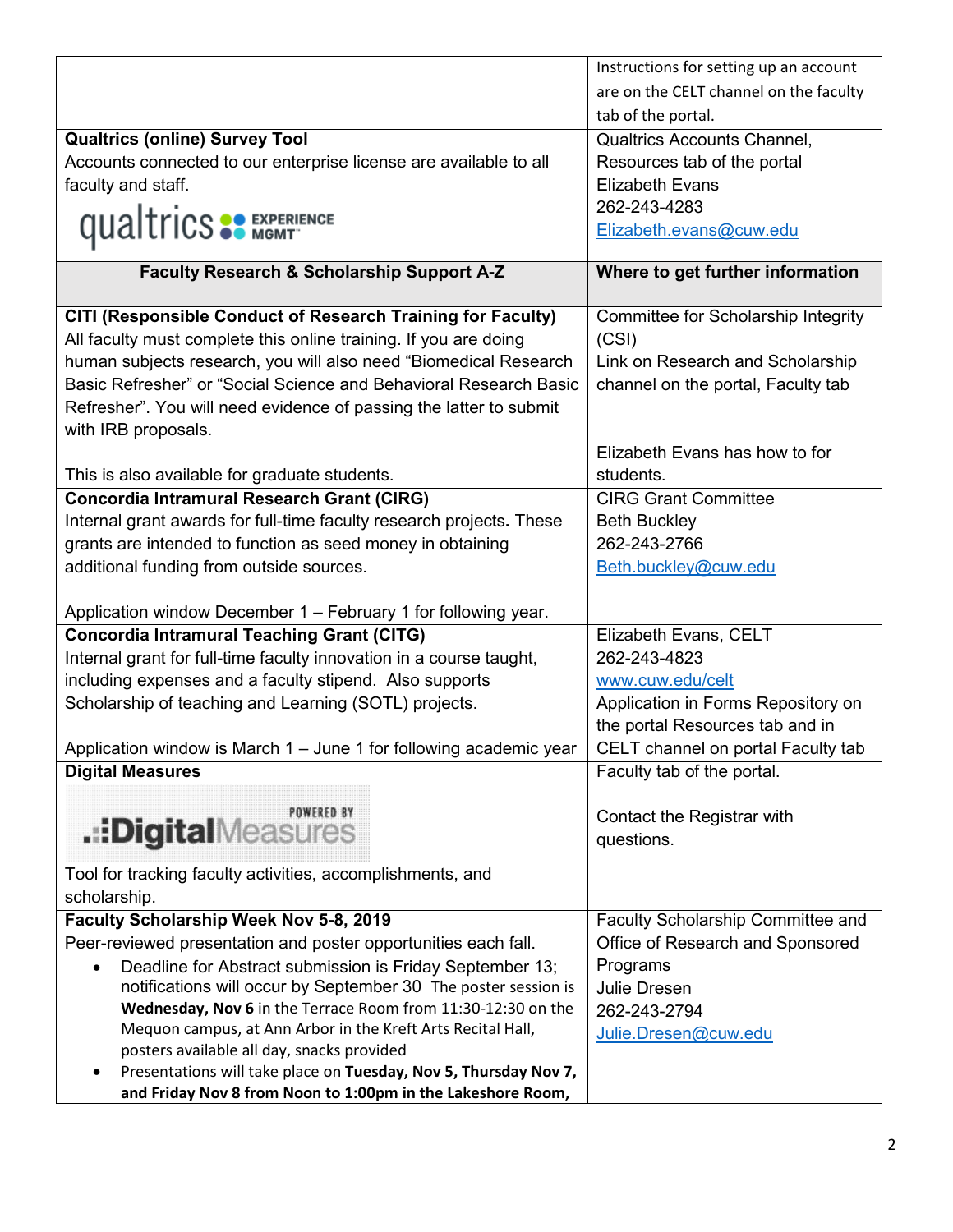| | |
|---|---|
| | Instructions for setting up an account are on the CELT channel on the faculty tab of the portal. |
| **Qualtrics (online) Survey Tool**<br>Accounts connected to our enterprise license are available to all faculty and staff.<br>qualtrics EXPERIENCE MGMT | Qualtrics Accounts Channel, Resources tab of the portal<br>Elizabeth Evans<br>262-243-4283<br>Elizabeth.evans@cuw.edu |
| **Faculty Research & Scholarship Support A-Z** | **Where to get further information** |
| **CITI (Responsible Conduct of Research Training for Faculty)**<br>All faculty must complete this online training. If you are doing human subjects research, you will also need "Biomedical Research Basic Refresher" or "Social Science and Behavioral Research Basic Refresher". You will need evidence of passing the latter to submit with IRB proposals.<br><br>This is also available for graduate students. | Committee for Scholarship Integrity (CSI)<br>Link on Research and Scholarship channel on the portal, Faculty tab<br><br>Elizabeth Evans has how to for students. |
| **Concordia Intramural Research Grant (CIRG)**<br>Internal grant awards for full-time faculty research projects**.** These grants are intended to function as seed money in obtaining additional funding from outside sources.<br><br>Application window December 1 – February 1 for following year. | CIRG Grant Committee<br>Beth Buckley<br>262-243-2766<br>Beth.buckley@cuw.edu |
| **Concordia Intramural Teaching Grant (CITG)**<br>Internal grant for full-time faculty innovation in a course taught, including expenses and a faculty stipend. Also supports Scholarship of teaching and Learning (SOTL) projects.<br><br>Application window is March 1 – June 1 for following academic year | Elizabeth Evans, CELT<br>262-243-4823<br>www.cuw.edu/celt<br>Application in Forms Repository on the portal Resources tab and in CELT channel on portal Faculty tab |
| **Digital Measures**<br>POWERED BY DigitalMeasures<br>Tool for tracking faculty activities, accomplishments, and scholarship. | Faculty tab of the portal.<br><br>Contact the Registrar with questions. |
| **Faculty Scholarship Week Nov 5-8, 2019**<br>Peer-reviewed presentation and poster opportunities each fall.<br>• Deadline for Abstract submission is Friday September 13; notifications will occur by September 30 The poster session is **Wednesday, Nov 6** in the Terrace Room from 11:30-12:30 on the Mequon campus, at Ann Arbor in the Kreft Arts Recital Hall, posters available all day, snacks provided<br>• Presentations will take place on **Tuesday, Nov 5, Thursday Nov 7, and Friday Nov 8 from Noon to 1:00pm in the Lakeshore Room,** | Faculty Scholarship Committee and Office of Research and Sponsored Programs<br>Julie Dresen<br>262-243-2794<br>Julie.Dresen@cuw.edu |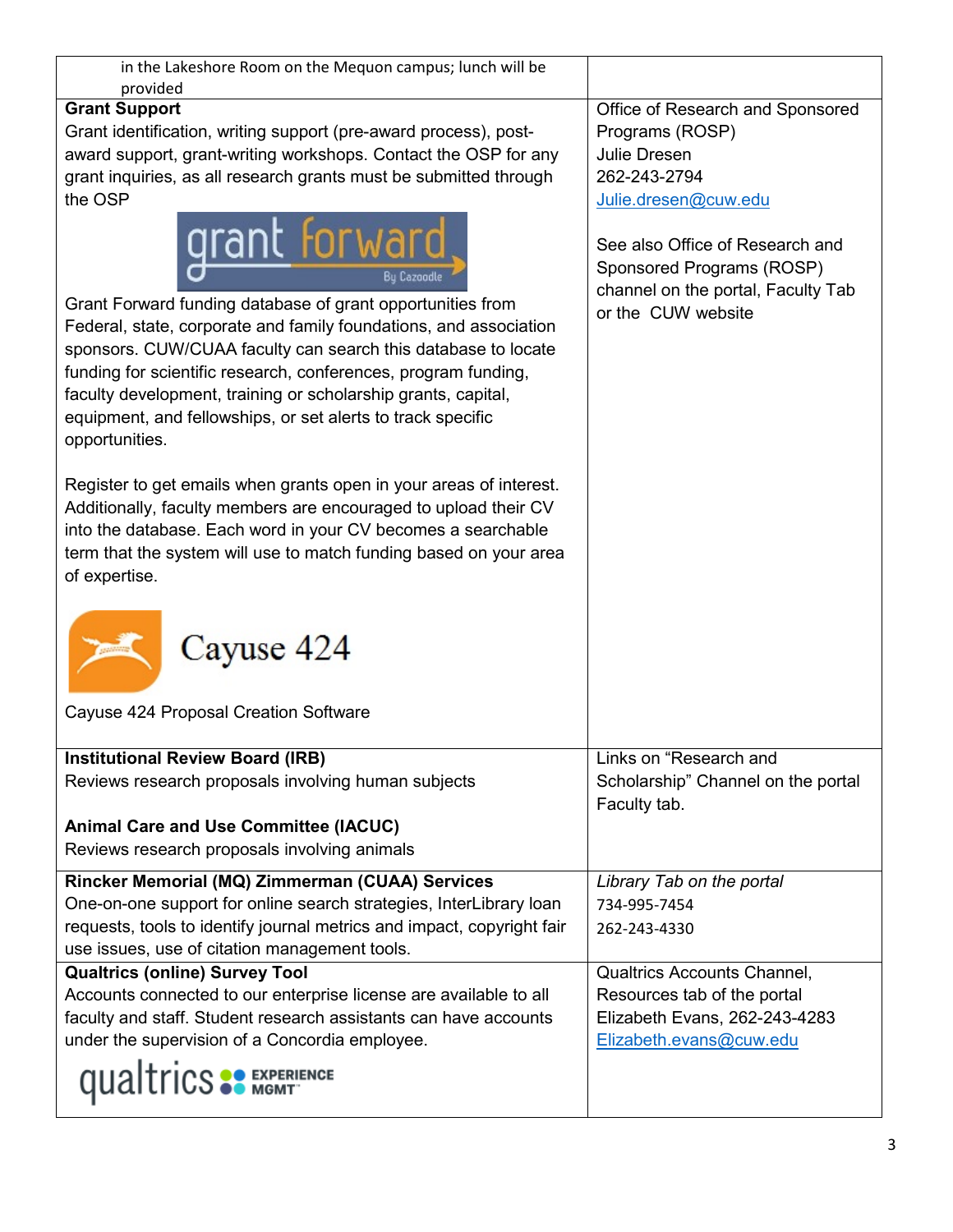| | |
|---|---|
| in the Lakeshore Room on the Mequon campus; lunch will be provided | |
| **Grant Support**<br>Grant identification, writing support (pre-award process), post-award support, grant-writing workshops. Contact the OSP for any grant inquiries, as all research grants must be submitted through the OSP<br><br>grant forward By Cazoodle<br><br>Grant Forward funding database of grant opportunities from Federal, state, corporate and family foundations, and association sponsors. CUW/CUAA faculty can search this database to locate funding for scientific research, conferences, program funding, faculty development, training or scholarship grants, capital, equipment, and fellowships, or set alerts to track specific opportunities.<br><br>Register to get emails when grants open in your areas of interest. Additionally, faculty members are encouraged to upload their CV into the database. Each word in your CV becomes a searchable term that the system will use to match funding based on your area of expertise.<br><br>Cayuse 424<br><br>Cayuse 424 Proposal Creation Software | Office of Research and Sponsored Programs (ROSP)<br>Julie Dresen<br>262-243-2794<br>Julie.dresen@cuw.edu<br><br>See also Office of Research and Sponsored Programs (ROSP) channel on the portal, Faculty Tab or the CUW website |
| **Institutional Review Board (IRB)**<br>Reviews research proposals involving human subjects<br><br>**Animal Care and Use Committee (IACUC)**<br>Reviews research proposals involving animals | Links on "Research and Scholarship" Channel on the portal Faculty tab. |
| **Rincker Memorial (MQ) Zimmerman (CUAA) Services**<br>One-on-one support for online search strategies, InterLibrary loan requests, tools to identify journal metrics and impact, copyright fair use issues, use of citation management tools. | *Library Tab on the portal*<br>734-995-7454<br>262-243-4330 |
| **Qualtrics (online) Survey Tool**<br>Accounts connected to our enterprise license are available to all faculty and staff. Student research assistants can have accounts under the supervision of a Concordia employee.<br><br>qualtrics EXPERIENCE MGMT | Qualtrics Accounts Channel, Resources tab of the portal<br>Elizabeth Evans, 262-243-4283<br>Elizabeth.evans@cuw.edu |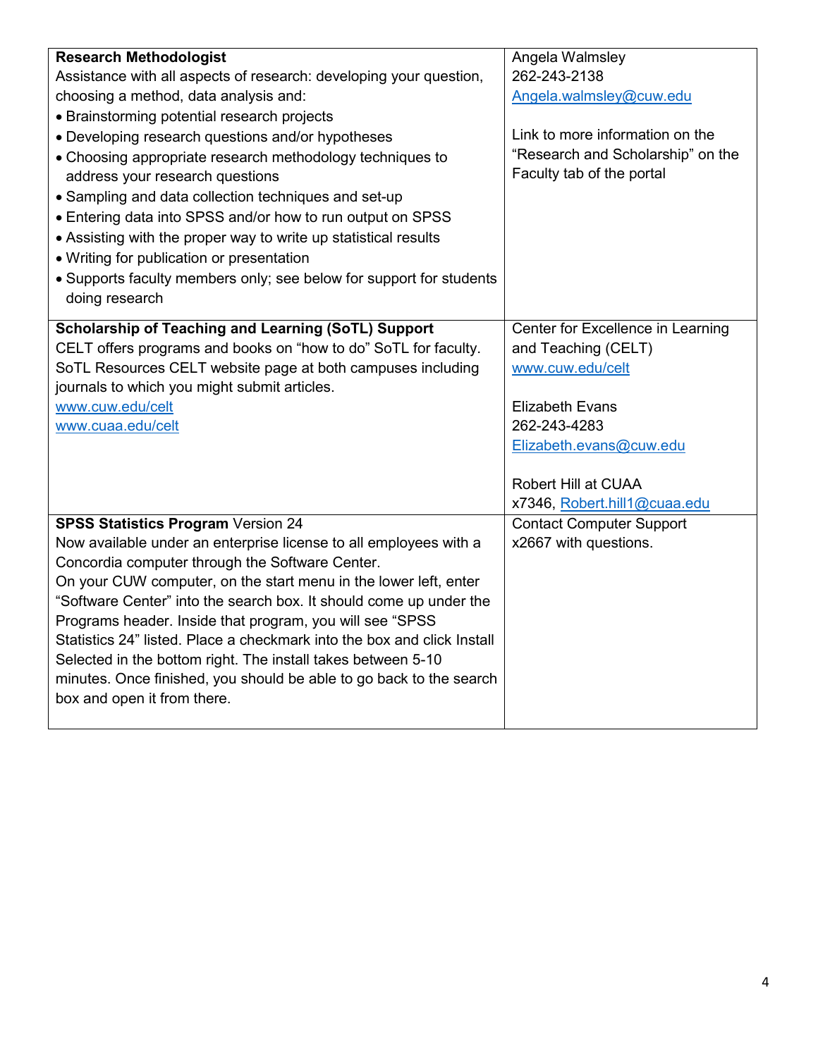| | |
|---|---|
| **Research Methodologist**<br>Assistance with all aspects of research: developing your question, choosing a method, data analysis and:<br>• Brainstorming potential research projects<br>• Developing research questions and/or hypotheses<br>• Choosing appropriate research methodology techniques to address your research questions<br>• Sampling and data collection techniques and set-up<br>• Entering data into SPSS and/or how to run output on SPSS<br>• Assisting with the proper way to write up statistical results<br>• Writing for publication or presentation<br>• Supports faculty members only; see below for support for students doing research | Angela Walmsley<br>262-243-2138<br>Angela.walmsley@cuw.edu<br><br>Link to more information on the "Research and Scholarship" on the Faculty tab of the portal |
| **Scholarship of Teaching and Learning (SoTL) Support**<br>CELT offers programs and books on "how to do" SoTL for faculty. SoTL Resources CELT website page at both campuses including journals to which you might submit articles.<br>www.cuw.edu/celt<br>www.cuaa.edu/celt | Center for Excellence in Learning and Teaching (CELT)<br>www.cuw.edu/celt<br><br>Elizabeth Evans<br>262-243-4283<br>Elizabeth.evans@cuw.edu<br><br>Robert Hill at CUAA<br>x7346, Robert.hill1@cuaa.edu |
| **SPSS Statistics Program** Version 24<br>Now available under an enterprise license to all employees with a Concordia computer through the Software Center.<br>On your CUW computer, on the start menu in the lower left, enter "Software Center" into the search box. It should come up under the Programs header. Inside that program, you will see "SPSS Statistics 24" listed. Place a checkmark into the box and click Install Selected in the bottom right. The install takes between 5-10 minutes. Once finished, you should be able to go back to the search box and open it from there. | Contact Computer Support<br>x2667 with questions. |